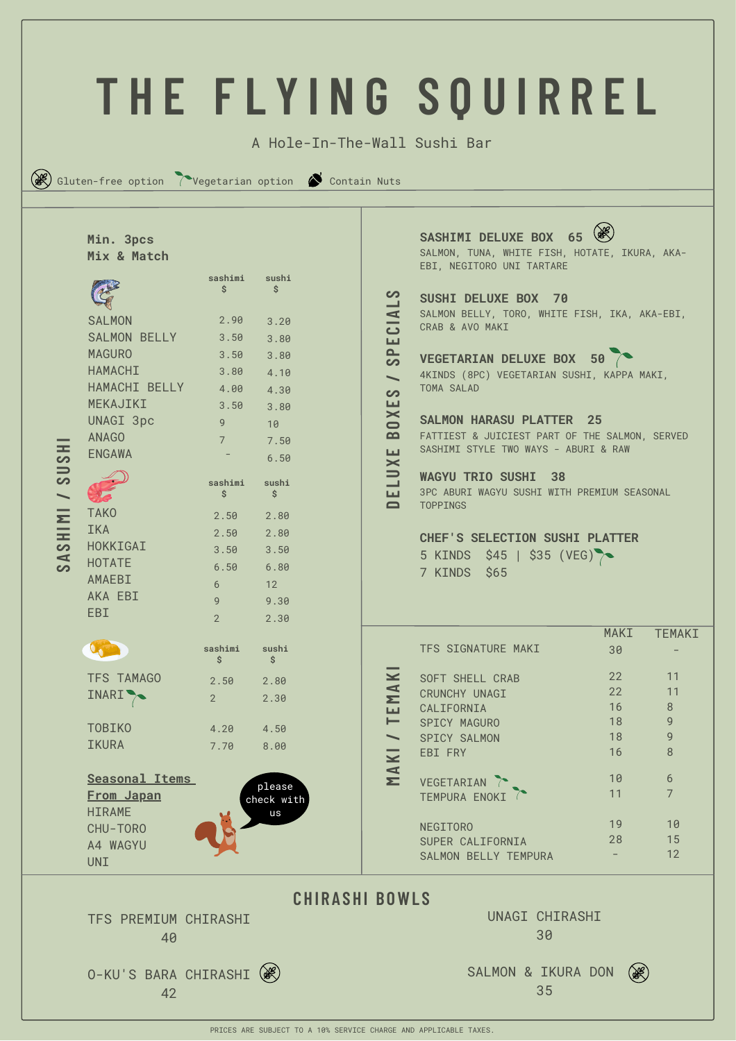# THE FLYING SQUIRREL

A Hole-In-The-Wall Sushi Bar

Gluten-free option | Vegetarian option | Contain Nuts

## SASHIMI / SUSHI

**Min. 3pcs**
**Mix & Match**

| | sashimi $ | sushi $ |
|---|---|---|
| SALMON | 2.90 | 3.20 |
| SALMON BELLY | 3.50 | 3.80 |
| MAGURO | 3.50 | 3.80 |
| HAMACHI | 3.80 | 4.10 |
| HAMACHI BELLY | 4.00 | 4.30 |
| MEKAJIKI | 3.50 | 3.80 |
| UNAGI 3pc | 9 | 10 |
| ANAGO | 7 | 7.50 |
| ENGAWA | - | 6.50 |

| | sashimi $ | sushi $ |
|---|---|---|
| TAKO | 2.50 | 2.80 |
| IKA | 2.50 | 2.80 |
| HOKKIGAI | 3.50 | 3.50 |
| HOTATE | 6.50 | 6.80 |
| AMAEBI | 6 | 12 |
| AKA EBI | 9 | 9.30 |
| EBI | 2 | 2.30 |

| | sashimi $ | sushi $ |
|---|---|---|
| TFS TAMAGO | 2.50 | 2.80 |
| INARI (Vegetarian option) | 2 | 2.30 |
| TOBIKO | 4.20 | 4.50 |
| IKURA | 7.70 | 8.00 |

**Seasonal Items From Japan**

- HIRAME
- CHU-TORO
- A4 WAGYU
- UNI

please check with us

## DELUXE BOXES / SPECIALS

**SASHIMI DELUXE BOX 65** (Gluten-free option)
SALMON, TUNA, WHITE FISH, HOTATE, IKURA, AKA-EBI, NEGITORO UNI TARTARE

**SUSHI DELUXE BOX 70**
SALMON BELLY, TORO, WHITE FISH, IKA, AKA-EBI, CRAB & AVO MAKI

**VEGETARIAN DELUXE BOX 50** (Vegetarian option)
4KINDS (8PC) VEGETARIAN SUSHI, KAPPA MAKI, TOMA SALAD

**SALMON HARASU PLATTER 25**
FATTIEST & JUICIEST PART OF THE SALMON, SERVED SASHIMI STYLE TWO WAYS - ABURI & RAW

**WAGYU TRIO SUSHI 38**
3PC ABURI WAGYU SUSHI WITH PREMIUM SEASONAL TOPPINGS

**CHEF'S SELECTION SUSHI PLATTER**
5 KINDS $45 | $35 (VEG) (Vegetarian option)
7 KINDS $65

## MAKI / TEMAKI

| | MAKI | TEMAKI |
|---|---|---|
| TFS SIGNATURE MAKI | 30 | - |
| SOFT SHELL CRAB | 22 | 11 |
| CRUNCHY UNAGI | 22 | 11 |
| CALIFORNIA | 16 | 8 |
| SPICY MAGURO | 18 | 9 |
| SPICY SALMON | 18 | 9 |
| EBI FRY | 16 | 8 |
| VEGETARIAN (Vegetarian option) | 10 | 6 |
| TEMPURA ENOKI (Vegetarian option) | 11 | 7 |
| NEGITORO | 19 | 10 |
| SUPER CALIFORNIA | 28 | 15 |
| SALMON BELLY TEMPURA | - | 12 |

## CHIRASHI BOWLS

TFS PREMIUM CHIRASHI
40

UNAGI CHIRASHI
30

O-KU'S BARA CHIRASHI (Gluten-free option)
42

SALMON & IKURA DON (Gluten-free option)
35

PRICES ARE SUBJECT TO A 10% SERVICE CHARGE AND APPLICABLE TAXES.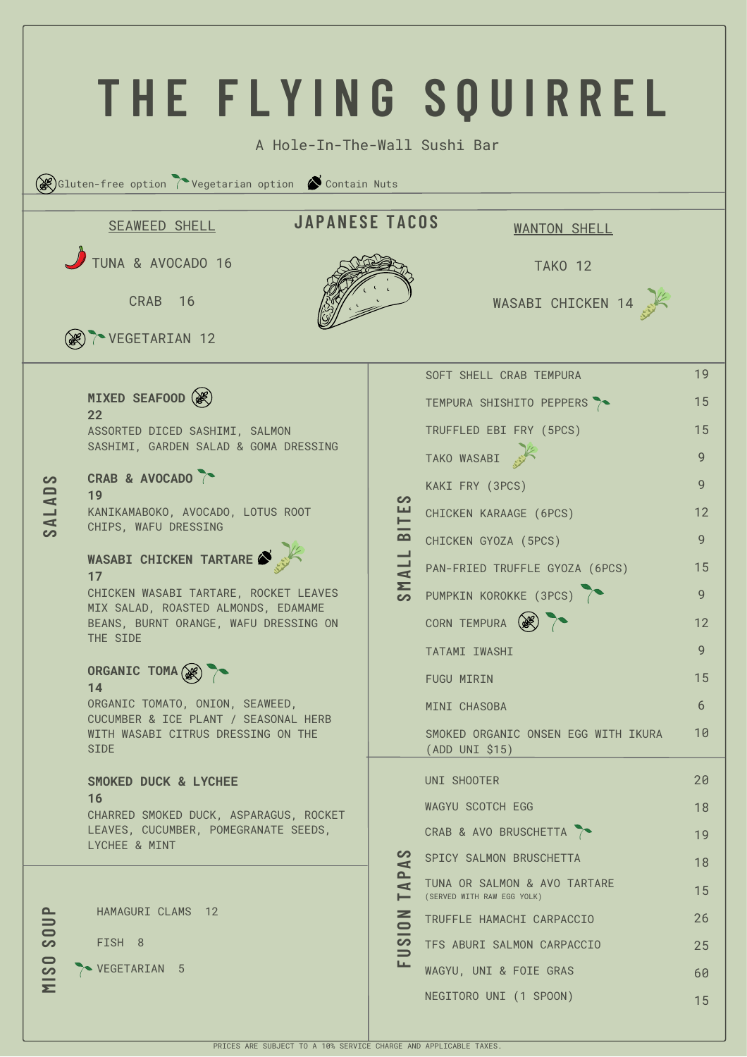# THE FLYING SQUIRREL

A Hole-In-The-Wall Sushi Bar

Gluten-free option · Vegetarian option · Contain Nuts

## JAPANESE TACOS

### SEAWEED SHELL

- TUNA & AVOCADO 16
- CRAB 16
- VEGETARIAN 12

### WANTON SHELL

- TAKO 12
- WASABI CHICKEN 14

## SALADS

**MIXED SEAFOOD**
**22**
ASSORTED DICED SASHIMI, SALMON SASHIMI, GARDEN SALAD & GOMA DRESSING

**CRAB & AVOCADO**
**19**
KANIKAMABOKO, AVOCADO, LOTUS ROOT CHIPS, WAFU DRESSING

**WASABI CHICKEN TARTARE**
**17**
CHICKEN WASABI TARTARE, ROCKET LEAVES MIX SALAD, ROASTED ALMONDS, EDAMAME BEANS, BURNT ORANGE, WAFU DRESSING ON THE SIDE

**ORGANIC TOMA**
**14**
ORGANIC TOMATO, ONION, SEAWEED, CUCUMBER & ICE PLANT / SEASONAL HERB WITH WASABI CITRUS DRESSING ON THE SIDE

**SMOKED DUCK & LYCHEE**
**16**
CHARRED SMOKED DUCK, ASPARAGUS, ROCKET LEAVES, CUCUMBER, POMEGRANATE SEEDS, LYCHEE & MINT

## MISO SOUP

- HAMAGURI CLAMS 12
- FISH 8
- VEGETARIAN 5

## SMALL BITES

| Item | Price |
| --- | --- |
| SOFT SHELL CRAB TEMPURA | 19 |
| TEMPURA SHISHITO PEPPERS | 15 |
| TRUFFLED EBI FRY (5PCS) | 15 |
| TAKO WASABI | 9 |
| KAKI FRY (3PCS) | 9 |
| CHICKEN KARAAGE (6PCS) | 12 |
| CHICKEN GYOZA (5PCS) | 9 |
| PAN-FRIED TRUFFLE GYOZA (6PCS) | 15 |
| PUMPKIN KOROKKE (3PCS) | 9 |
| CORN TEMPURA | 12 |
| TATAMI IWASHI | 9 |
| FUGU MIRIN | 15 |
| MINI CHASOBA | 6 |
| SMOKED ORGANIC ONSEN EGG WITH IKURA (ADD UNI $15) | 10 |

## FUSION TAPAS

| Item | Price |
| --- | --- |
| UNI SHOOTER | 20 |
| WAGYU SCOTCH EGG | 18 |
| CRAB & AVO BRUSCHETTA | 19 |
| SPICY SALMON BRUSCHETTA | 18 |
| TUNA OR SALMON & AVO TARTARE (SERVED WITH RAW EGG YOLK) | 15 |
| TRUFFLE HAMACHI CARPACCIO | 26 |
| TFS ABURI SALMON CARPACCIO | 25 |
| WAGYU, UNI & FOIE GRAS | 60 |
| NEGITORO UNI (1 SPOON) | 15 |

PRICES ARE SUBJECT TO A 10% SERVICE CHARGE AND APPLICABLE TAXES.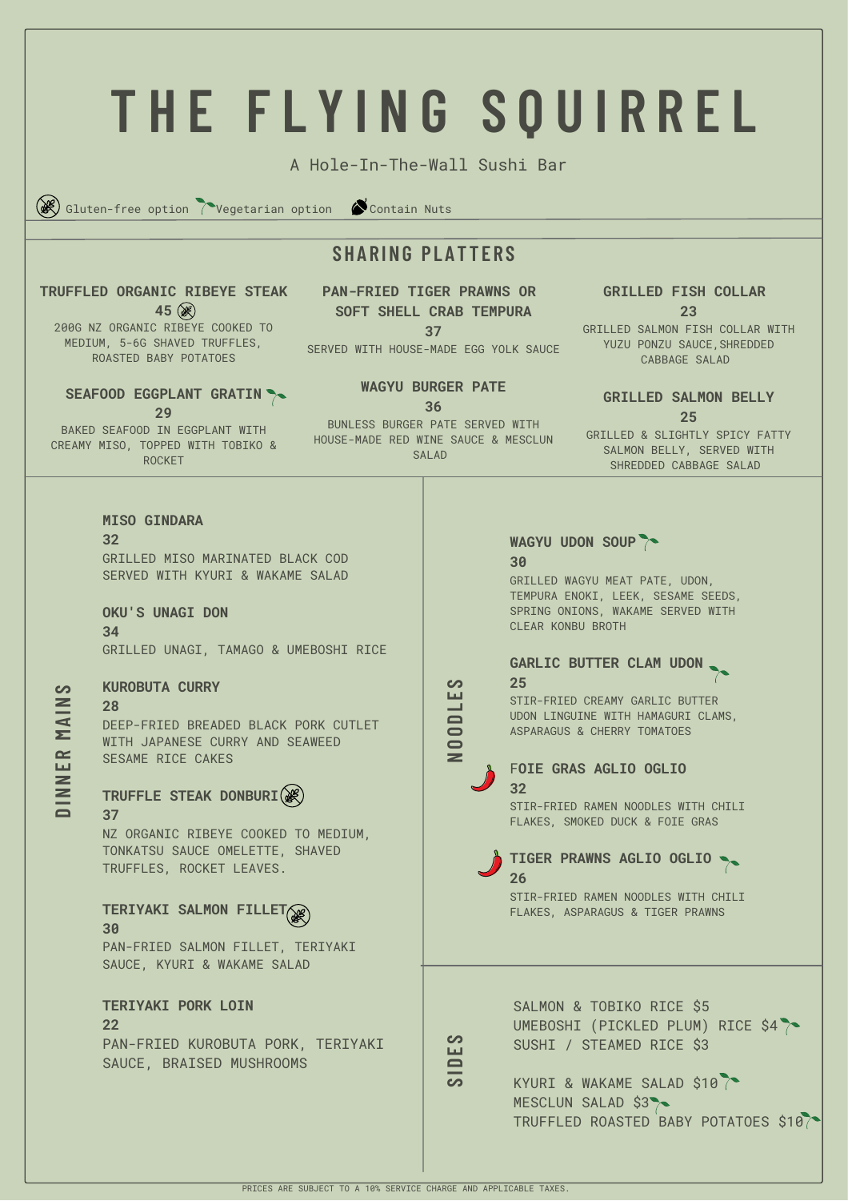# THE FLYING SQUIRREL

A Hole-In-The-Wall Sushi Bar

Gluten-free option | Vegetarian option | Contain Nuts

## SHARING PLATTERS

### TRUFFLED ORGANIC RIBEYE STEAK
45 (Gluten-free option)

200G NZ ORGANIC RIBEYE COOKED TO MEDIUM, 5-6G SHAVED TRUFFLES, ROASTED BABY POTATOES

### PAN-FRIED TIGER PRAWNS OR SOFT SHELL CRAB TEMPURA
37

SERVED WITH HOUSE-MADE EGG YOLK SAUCE

### GRILLED FISH COLLAR
23

GRILLED SALMON FISH COLLAR WITH YUZU PONZU SAUCE, SHREDDED CABBAGE SALAD

### SEAFOOD EGGPLANT GRATIN (Vegetarian option)
29

BAKED SEAFOOD IN EGGPLANT WITH CREAMY MISO, TOPPED WITH TOBIKO & ROCKET

### WAGYU BURGER PATE
36

BUNLESS BURGER PATE SERVED WITH HOUSE-MADE RED WINE SAUCE & MESCLUN SALAD

### GRILLED SALMON BELLY
25

GRILLED & SLIGHTLY SPICY FATTY SALMON BELLY, SERVED WITH SHREDDED CABBAGE SALAD

## DINNER MAINS

### MISO GINDARA
32

GRILLED MISO MARINATED BLACK COD SERVED WITH KYURI & WAKAME SALAD

### OKU'S UNAGI DON
34

GRILLED UNAGI, TAMAGO & UMEBOSHI RICE

### KUROBUTA CURRY
28

DEEP-FRIED BREADED BLACK PORK CUTLET WITH JAPANESE CURRY AND SEAWEED SESAME RICE CAKES

### TRUFFLE STEAK DONBURI (Gluten-free option)
37

NZ ORGANIC RIBEYE COOKED TO MEDIUM, TONKATSU SAUCE OMELETTE, SHAVED TRUFFLES, ROCKET LEAVES.

### TERIYAKI SALMON FILLET (Gluten-free option)
30

PAN-FRIED SALMON FILLET, TERIYAKI SAUCE, KYURI & WAKAME SALAD

### TERIYAKI PORK LOIN
22

PAN-FRIED KUROBUTA PORK, TERIYAKI SAUCE, BRAISED MUSHROOMS

## NOODLES

### WAGYU UDON SOUP (Vegetarian option)
30

GRILLED WAGYU MEAT PATE, UDON, TEMPURA ENOKI, LEEK, SESAME SEEDS, SPRING ONIONS, WAKAME SERVED WITH CLEAR KONBU BROTH

### GARLIC BUTTER CLAM UDON (Vegetarian option)
25

STIR-FRIED CREAMY GARLIC BUTTER UDON LINGUINE WITH HAMAGURI CLAMS, ASPARAGUS & CHERRY TOMATOES

### FOIE GRAS AGLIO OGLIO (Spicy)
32

STIR-FRIED RAMEN NOODLES WITH CHILI FLAKES, SMOKED DUCK & FOIE GRAS

### TIGER PRAWNS AGLIO OGLIO (Spicy) (Vegetarian option)
26

STIR-FRIED RAMEN NOODLES WITH CHILI FLAKES, ASPARAGUS & TIGER PRAWNS

## SIDES

- SALMON & TOBIKO RICE $5
- UMEBOSHI (PICKLED PLUM) RICE $4 (Vegetarian option)
- SUSHI / STEAMED RICE $3
- KYURI & WAKAME SALAD $10 (Vegetarian option)
- MESCLUN SALAD $3 (Vegetarian option)
- TRUFFLED ROASTED BABY POTATOES $10 (Vegetarian option)

PRICES ARE SUBJECT TO A 10% SERVICE CHARGE AND APPLICABLE TAXES.